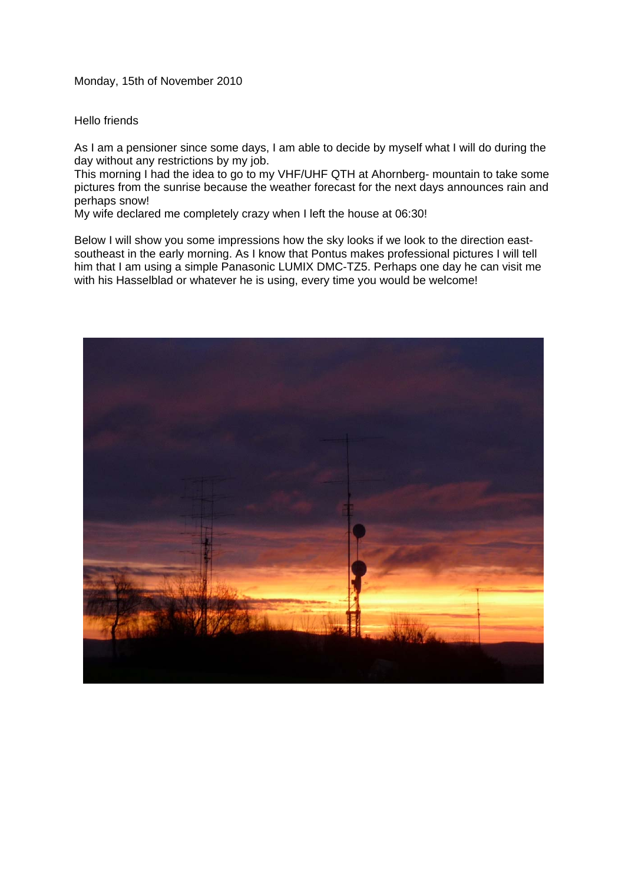Monday, 15th of November 2010

Hello friends

As I am a pensioner since some days, I am able to decide by myself what I will do during the day without any restrictions by my job.
This morning I had the idea to go to my VHF/UHF QTH at Ahornberg- mountain to take some pictures from the sunrise because the weather forecast for the next days announces rain and perhaps snow!
My wife declared me completely crazy when I left the house at 06:30!

Below I will show you some impressions how the sky looks if we look to the direction east-southeast in the early morning. As I know that Pontus makes professional pictures I will tell him that I am using a simple Panasonic LUMIX DMC-TZ5. Perhaps one day he can visit me with his Hasselblad or whatever he is using, every time you would be welcome!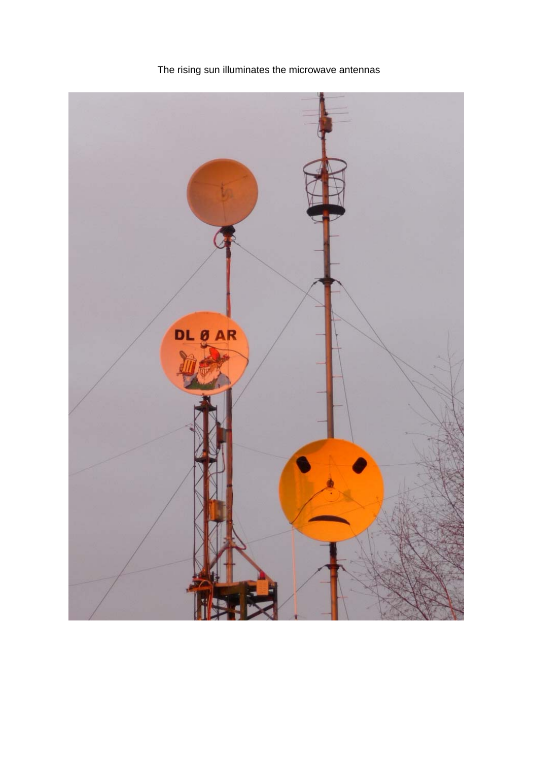The rising sun illuminates the microwave antennas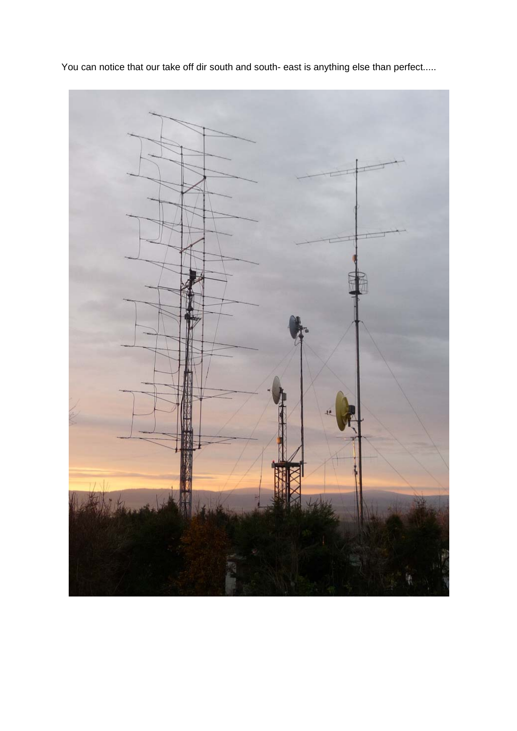You can notice that our take off dir south and south- east is anything else than perfect.....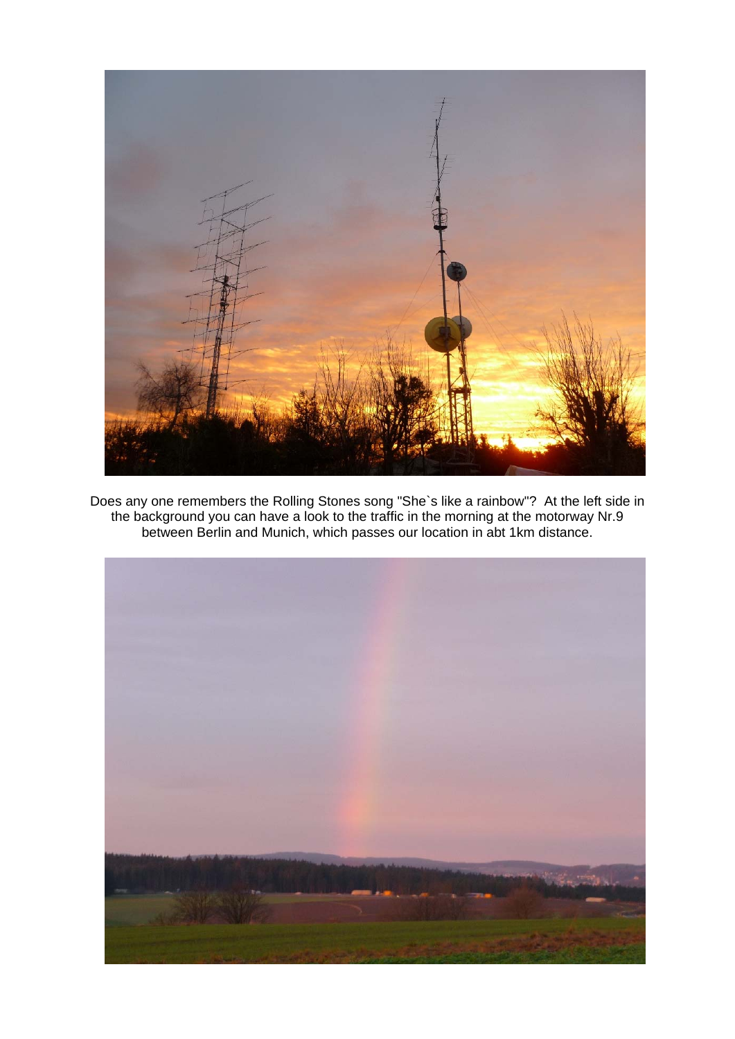Does any one remembers the Rolling Stones song "She`s like a rainbow"?  At the left side in the background you can have a look to the traffic in the morning at the motorway Nr.9 between Berlin and Munich, which passes our location in abt 1km distance.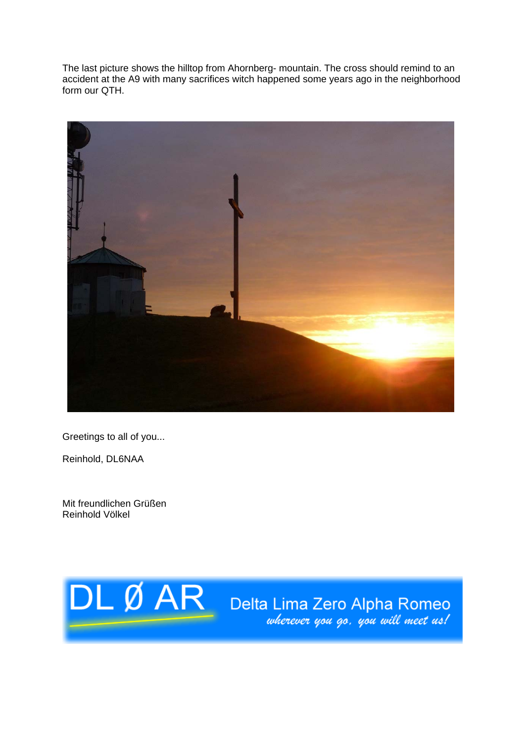The last picture shows the hilltop from Ahornberg- mountain. The cross should remind to an accident at the A9 with many sacrifices witch happened some years ago in the neighborhood form our QTH.

Greetings to all of you...

Reinhold, DL6NAA

Mit freundlichen Grüßen
Reinhold Völkel

DL Ø AR

Delta Lima Zero Alpha Romeo
*wherever you go, you will meet us!*